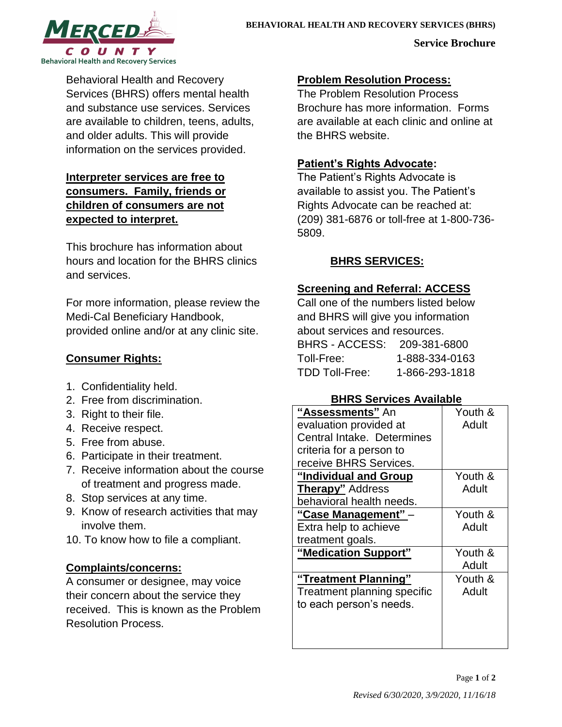**BEHAVIORAL HEALTH AND RECOVERY SERVICES (BHRS)**

**Service Brochure**

Behavioral Health and Recovery Services (BHRS) offers mental health and substance use services. Services are available to children, teens, adults, and older adults. This will provide information on the services provided.

**Interpreter services are free to consumers. Family, friends or children of consumers are not expected to interpret.**

This brochure has information about hours and location for the BHRS clinics and services.

For more information, please review the Medi-Cal Beneficiary Handbook, provided online and/or at any clinic site.

## Consumer Rights:

1. Confidentiality held.
2. Free from discrimination.
3. Right to their file.
4. Receive respect.
5. Free from abuse.
6. Participate in their treatment.
7. Receive information about the course of treatment and progress made.
8. Stop services at any time.
9. Know of research activities that may involve them.
10. To know how to file a compliant.

## Complaints/concerns:

A consumer or designee, may voice their concern about the service they received. This is known as the Problem Resolution Process.

## Problem Resolution Process:

The Problem Resolution Process Brochure has more information. Forms are available at each clinic and online at the BHRS website.

## Patient's Rights Advocate:

The Patient's Rights Advocate is available to assist you. The Patient's Rights Advocate can be reached at: (209) 381-6876 or toll-free at 1-800-736-5809.

## BHRS SERVICES:

### Screening and Referral: ACCESS

Call one of the numbers listed below and BHRS will give you information about services and resources.

BHRS - ACCESS: 209-381-6800
Toll-Free: 1-888-334-0163
TDD Toll-Free: 1-866-293-1818

### BHRS Services Available

| Service | Population |
|---|---|
| **"Assessments"** An evaluation provided at Central Intake. Determines criteria for a person to receive BHRS Services. | Youth & Adult |
| **"Individual and Group Therapy"** Address behavioral health needs. | Youth & Adult |
| **"Case Management"** – Extra help to achieve treatment goals. | Youth & Adult |
| **"Medication Support"** | Youth & Adult |
| **"Treatment Planning"** Treatment planning specific to each person's needs. | Youth & Adult |

*Revised 6/30/2020, 3/9/2020, 11/16/18*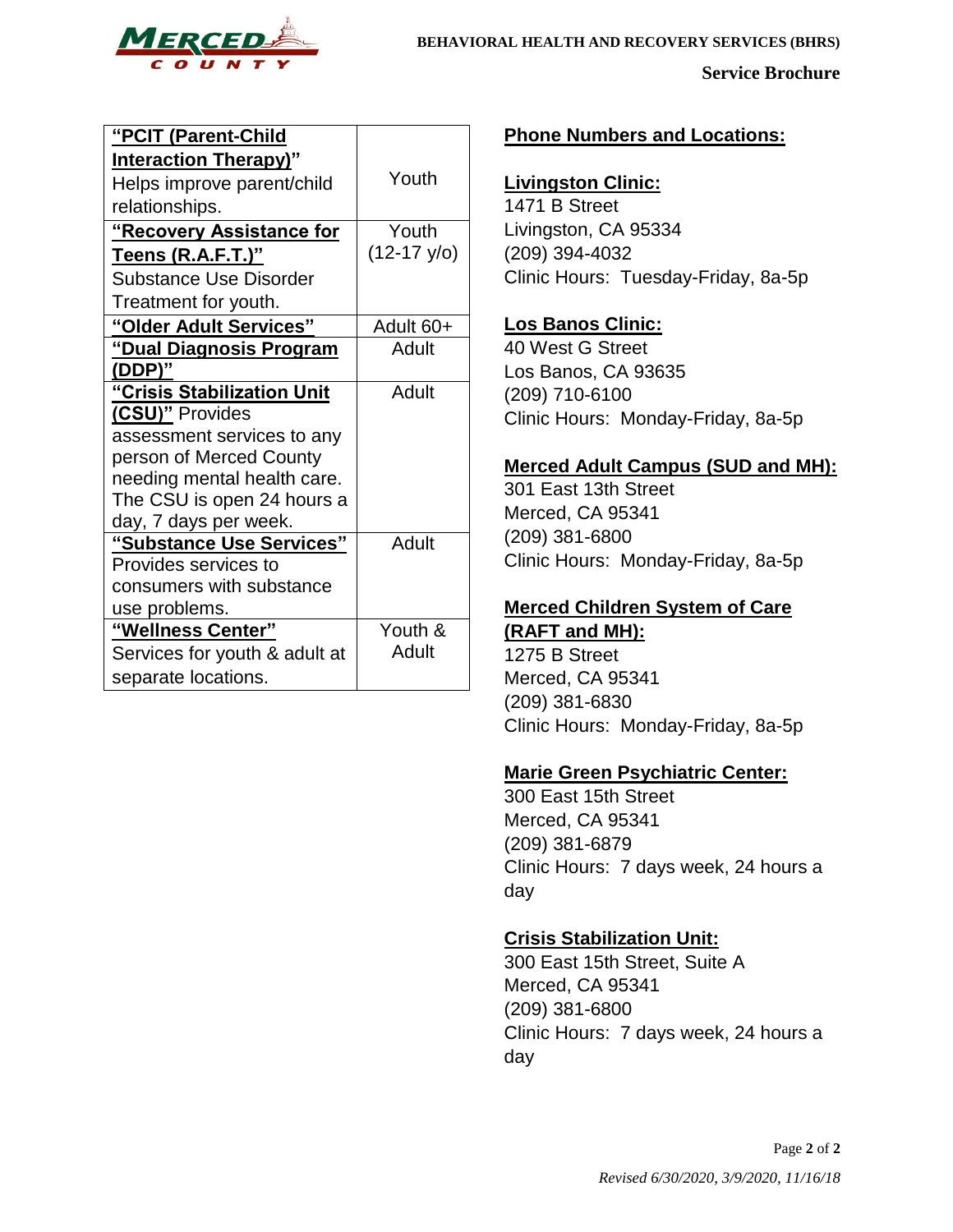| | |
|---|---|
| **"PCIT (Parent-Child Interaction Therapy)"** Helps improve parent/child relationships. | Youth |
| **"Recovery Assistance for Teens (R.A.F.T.)"** Substance Use Disorder Treatment for youth. | Youth (12-17 y/o) |
| **"Older Adult Services"** | Adult 60+ |
| **"Dual Diagnosis Program (DDP)"** | Adult |
| **"Crisis Stabilization Unit (CSU)"** Provides assessment services to any person of Merced County needing mental health care. The CSU is open 24 hours a day, 7 days per week. | Adult |
| **"Substance Use Services"** Provides services to consumers with substance use problems. | Adult |
| **"Wellness Center"** Services for youth & adult at separate locations. | Youth & Adult |

## Phone Numbers and Locations:

**Livingston Clinic:**
1471 B Street
Livingston, CA 95334
(209) 394-4032
Clinic Hours: Tuesday-Friday, 8a-5p

**Los Banos Clinic:**
40 West G Street
Los Banos, CA 93635
(209) 710-6100
Clinic Hours: Monday-Friday, 8a-5p

**Merced Adult Campus (SUD and MH):**
301 East 13th Street
Merced, CA 95341
(209) 381-6800
Clinic Hours: Monday-Friday, 8a-5p

**Merced Children System of Care (RAFT and MH):**
1275 B Street
Merced, CA 95341
(209) 381-6830
Clinic Hours: Monday-Friday, 8a-5p

**Marie Green Psychiatric Center:**
300 East 15th Street
Merced, CA 95341
(209) 381-6879
Clinic Hours: 7 days week, 24 hours a day

**Crisis Stabilization Unit:**
300 East 15th Street, Suite A
Merced, CA 95341
(209) 381-6800
Clinic Hours: 7 days week, 24 hours a day

*Revised 6/30/2020, 3/9/2020, 11/16/18*